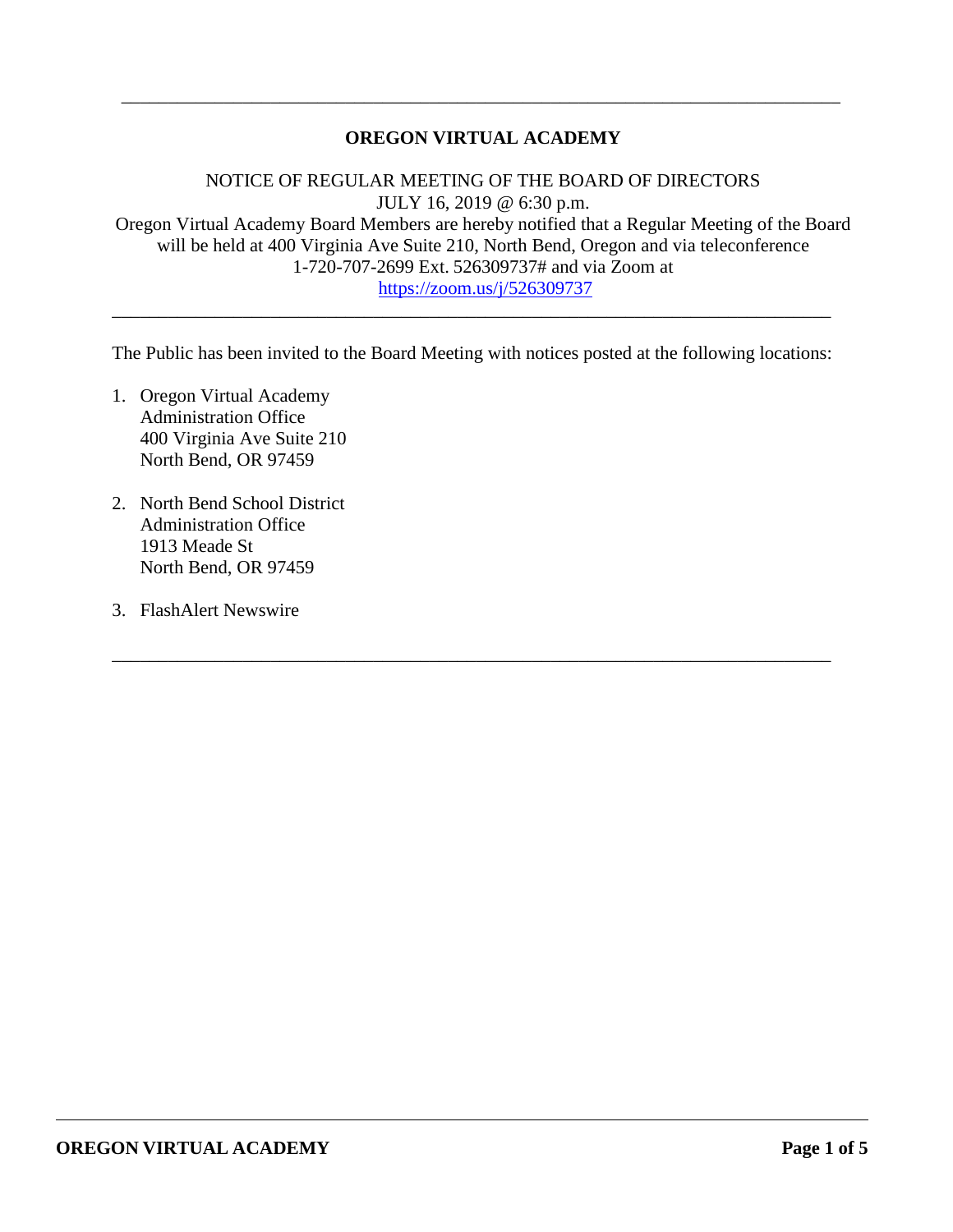---

# OREGON VIRTUAL ACADEMY

NOTICE OF REGULAR MEETING OF THE BOARD OF DIRECTORS
JULY 16, 2019 @ 6:30 p.m.
Oregon Virtual Academy Board Members are hereby notified that a Regular Meeting of the Board will be held at 400 Virginia Ave Suite 210, North Bend, Oregon and via teleconference 1-720-707-2699 Ext. 526309737# and via Zoom at
[https://zoom.us/j/526309737](https://zoom.us/j/526309737)

---

The Public has been invited to the Board Meeting with notices posted at the following locations:

1. Oregon Virtual Academy
   Administration Office
   400 Virginia Ave Suite 210
   North Bend, OR 97459

2. North Bend School District
   Administration Office
   1913 Meade St
   North Bend, OR 97459

3. FlashAlert Newswire

---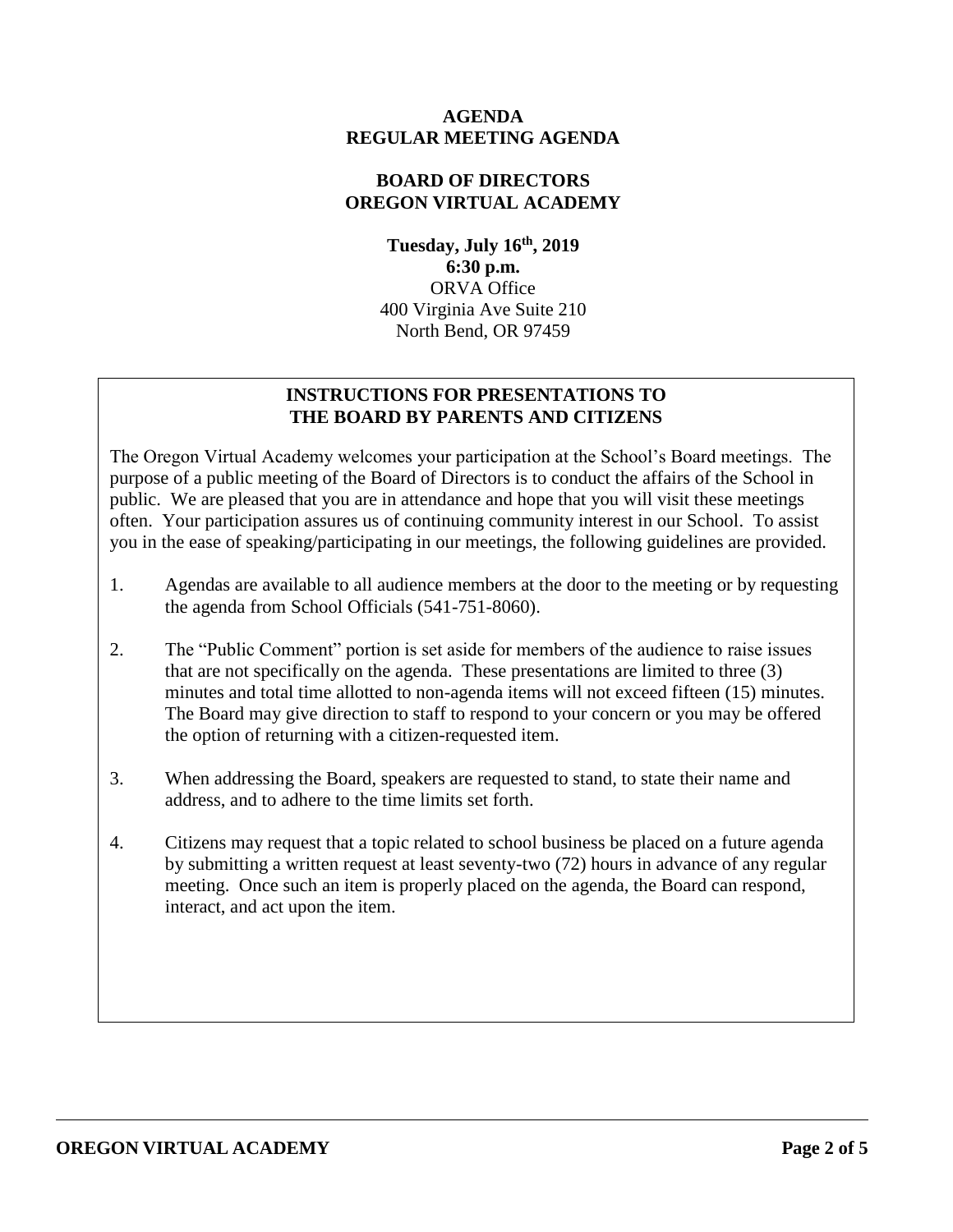# AGENDA
# REGULAR MEETING AGENDA

## BOARD OF DIRECTORS
## OREGON VIRTUAL ACADEMY

**Tuesday, July 16th, 2019**
**6:30 p.m.**
ORVA Office
400 Virginia Ave Suite 210
North Bend, OR 97459

### INSTRUCTIONS FOR PRESENTATIONS TO THE BOARD BY PARENTS AND CITIZENS

The Oregon Virtual Academy welcomes your participation at the School's Board meetings. The purpose of a public meeting of the Board of Directors is to conduct the affairs of the School in public. We are pleased that you are in attendance and hope that you will visit these meetings often. Your participation assures us of continuing community interest in our School. To assist you in the ease of speaking/participating in our meetings, the following guidelines are provided.

1. Agendas are available to all audience members at the door to the meeting or by requesting the agenda from School Officials (541-751-8060).
2. The "Public Comment" portion is set aside for members of the audience to raise issues that are not specifically on the agenda. These presentations are limited to three (3) minutes and total time allotted to non-agenda items will not exceed fifteen (15) minutes. The Board may give direction to staff to respond to your concern or you may be offered the option of returning with a citizen-requested item.
3. When addressing the Board, speakers are requested to stand, to state their name and address, and to adhere to the time limits set forth.
4. Citizens may request that a topic related to school business be placed on a future agenda by submitting a written request at least seventy-two (72) hours in advance of any regular meeting. Once such an item is properly placed on the agenda, the Board can respond, interact, and act upon the item.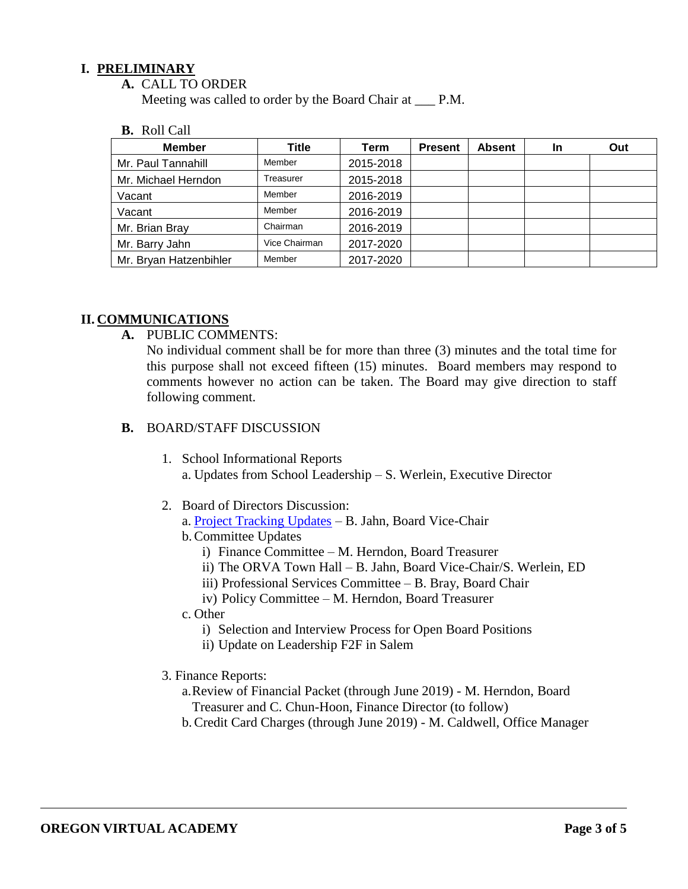# I. PRELIMINARY

**A.** CALL TO ORDER

Meeting was called to order by the Board Chair at ___ P.M.

**B.** Roll Call

| Member | Title | Term | Present | Absent | In | Out |
|---|---|---|---|---|---|---|
| Mr. Paul Tannahill | Member | 2015-2018 | | | | |
| Mr. Michael Herndon | Treasurer | 2015-2018 | | | | |
| Vacant | Member | 2016-2019 | | | | |
| Vacant | Member | 2016-2019 | | | | |
| Mr. Brian Bray | Chairman | 2016-2019 | | | | |
| Mr. Barry Jahn | Vice Chairman | 2017-2020 | | | | |
| Mr. Bryan Hatzenbihler | Member | 2017-2020 | | | | |

# II. COMMUNICATIONS

**A.** PUBLIC COMMENTS:

No individual comment shall be for more than three (3) minutes and the total time for this purpose shall not exceed fifteen (15) minutes. Board members may respond to comments however no action can be taken. The Board may give direction to staff following comment.

**B.** BOARD/STAFF DISCUSSION

1. School Informational Reports
   - a. Updates from School Leadership – S. Werlein, Executive Director

2. Board of Directors Discussion:
   - a. Project Tracking Updates – B. Jahn, Board Vice-Chair
   - b. Committee Updates
     - i) Finance Committee – M. Herndon, Board Treasurer
     - ii) The ORVA Town Hall – B. Jahn, Board Vice-Chair/S. Werlein, ED
     - iii) Professional Services Committee – B. Bray, Board Chair
     - iv) Policy Committee – M. Herndon, Board Treasurer
   - c. Other
     - i) Selection and Interview Process for Open Board Positions
     - ii) Update on Leadership F2F in Salem

3. Finance Reports:
   - a. Review of Financial Packet (through June 2019) - M. Herndon, Board Treasurer and C. Chun-Hoon, Finance Director (to follow)
   - b. Credit Card Charges (through June 2019) - M. Caldwell, Office Manager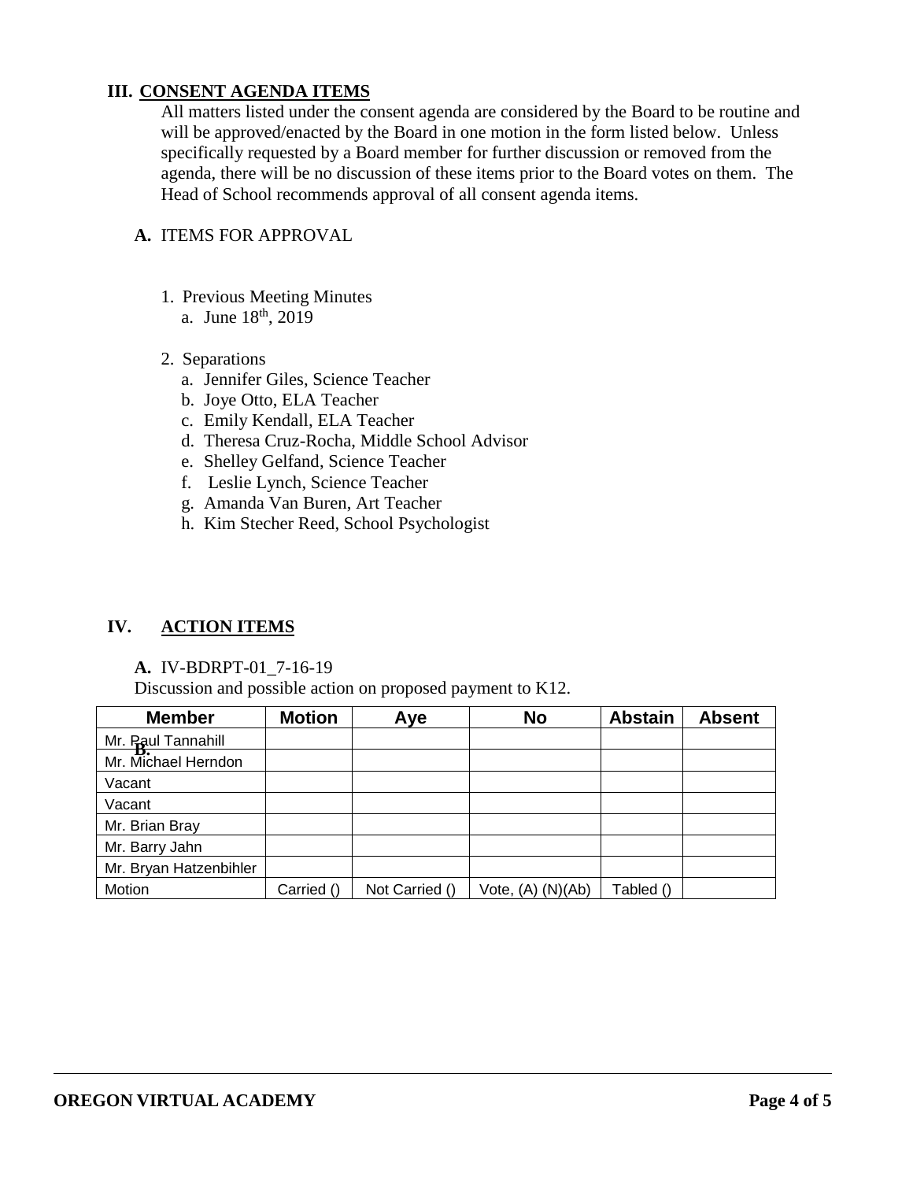## III. CONSENT AGENDA ITEMS

All matters listed under the consent agenda are considered by the Board to be routine and will be approved/enacted by the Board in one motion in the form listed below. Unless specifically requested by a Board member for further discussion or removed from the agenda, there will be no discussion of these items prior to the Board votes on them. The Head of School recommends approval of all consent agenda items.

**A.** ITEMS FOR APPROVAL

1. Previous Meeting Minutes
   a. June 18th, 2019

2. Separations
   a. Jennifer Giles, Science Teacher
   b. Joye Otto, ELA Teacher
   c. Emily Kendall, ELA Teacher
   d. Theresa Cruz-Rocha, Middle School Advisor
   e. Shelley Gelfand, Science Teacher
   f. Leslie Lynch, Science Teacher
   g. Amanda Van Buren, Art Teacher
   h. Kim Stecher Reed, School Psychologist

## IV. ACTION ITEMS

**A.** IV-BDRPT-01_7-16-19

Discussion and possible action on proposed payment to K12.

| Member | Motion | Aye | No | Abstain | Absent |
|---|---|---|---|---|---|
| Mr. Paul Tannahill | | | | | |
| Mr. Michael Herndon | | | | | |
| Vacant | | | | | |
| Vacant | | | | | |
| Mr. Brian Bray | | | | | |
| Mr. Barry Jahn | | | | | |
| Mr. Bryan Hatzenbihler | | | | | |
| Motion | Carried () | Not Carried () | Vote, (A) (N)(Ab) | Tabled () | |

**B.**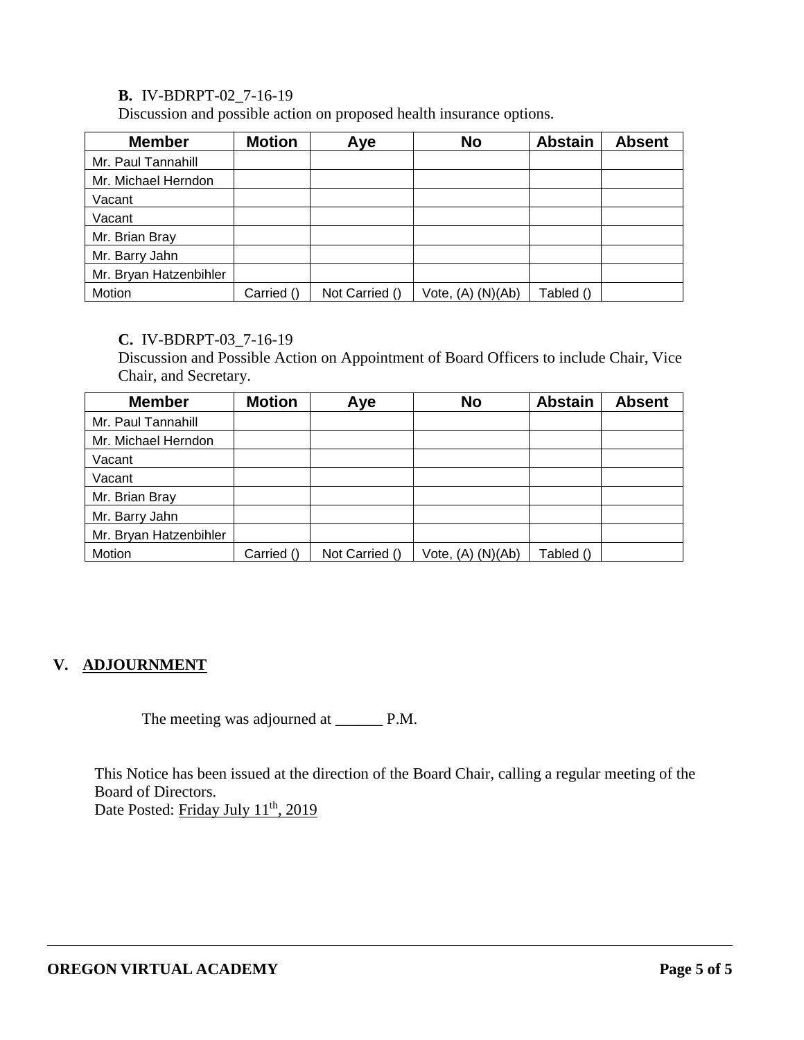**B.** IV-BDRPT-02_7-16-19
Discussion and possible action on proposed health insurance options.

| Member | Motion | Aye | No | Abstain | Absent |
|---|---|---|---|---|---|
| Mr. Paul Tannahill | | | | | |
| Mr. Michael Herndon | | | | | |
| Vacant | | | | | |
| Vacant | | | | | |
| Mr. Brian Bray | | | | | |
| Mr. Barry Jahn | | | | | |
| Mr. Bryan Hatzenbihler | | | | | |
| Motion | Carried () | Not Carried () | Vote, (A) (N)(Ab) | Tabled () | |

**C.** IV-BDRPT-03_7-16-19
Discussion and Possible Action on Appointment of Board Officers to include Chair, Vice Chair, and Secretary.

| Member | Motion | Aye | No | Abstain | Absent |
|---|---|---|---|---|---|
| Mr. Paul Tannahill | | | | | |
| Mr. Michael Herndon | | | | | |
| Vacant | | | | | |
| Vacant | | | | | |
| Mr. Brian Bray | | | | | |
| Mr. Barry Jahn | | | | | |
| Mr. Bryan Hatzenbihler | | | | | |
| Motion | Carried () | Not Carried () | Vote, (A) (N)(Ab) | Tabled () | |

## V. ADJOURNMENT

The meeting was adjourned at ______ P.M.

This Notice has been issued at the direction of the Board Chair, calling a regular meeting of the Board of Directors.
Date Posted: Friday July 11th, 2019